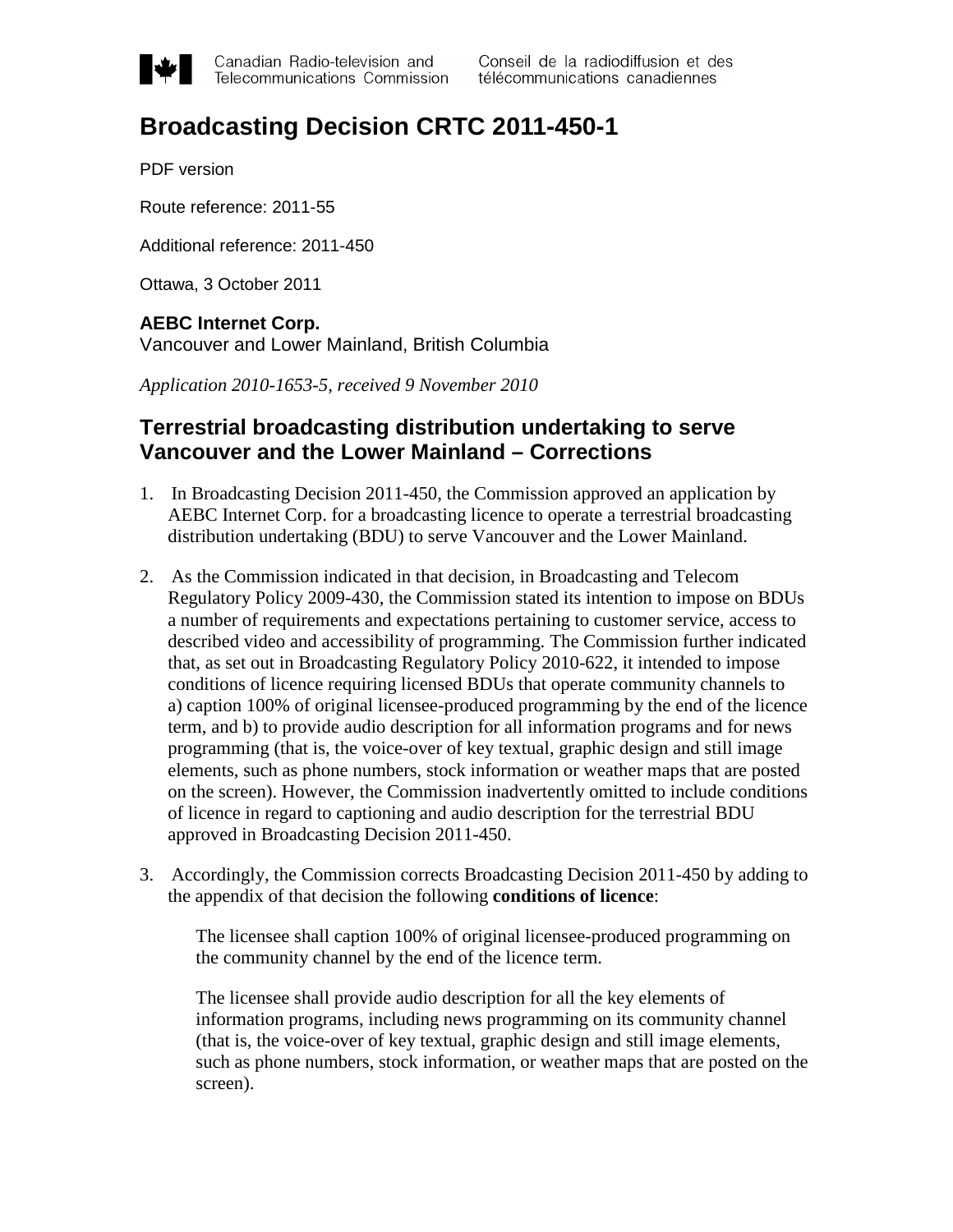Canadian Radio-television and Telecommunications Commission | Conseil de la radiodiffusion et des télécommunications canadiennes

# Broadcasting Decision CRTC 2011-450-1

PDF version

Route reference: 2011-55

Additional reference: 2011-450

Ottawa, 3 October 2011

**AEBC Internet Corp.**
Vancouver and Lower Mainland, British Columbia

*Application 2010-1653-5, received 9 November 2010*

## Terrestrial broadcasting distribution undertaking to serve Vancouver and the Lower Mainland – Corrections

1. In Broadcasting Decision 2011-450, the Commission approved an application by AEBC Internet Corp. for a broadcasting licence to operate a terrestrial broadcasting distribution undertaking (BDU) to serve Vancouver and the Lower Mainland.

2. As the Commission indicated in that decision, in Broadcasting and Telecom Regulatory Policy 2009-430, the Commission stated its intention to impose on BDUs a number of requirements and expectations pertaining to customer service, access to described video and accessibility of programming. The Commission further indicated that, as set out in Broadcasting Regulatory Policy 2010-622, it intended to impose conditions of licence requiring licensed BDUs that operate community channels to a) caption 100% of original licensee-produced programming by the end of the licence term, and b) to provide audio description for all information programs and for news programming (that is, the voice-over of key textual, graphic design and still image elements, such as phone numbers, stock information or weather maps that are posted on the screen). However, the Commission inadvertently omitted to include conditions of licence in regard to captioning and audio description for the terrestrial BDU approved in Broadcasting Decision 2011-450.

3. Accordingly, the Commission corrects Broadcasting Decision 2011-450 by adding to the appendix of that decision the following **conditions of licence**:

   The licensee shall caption 100% of original licensee-produced programming on the community channel by the end of the licence term.

   The licensee shall provide audio description for all the key elements of information programs, including news programming on its community channel (that is, the voice-over of key textual, graphic design and still image elements, such as phone numbers, stock information, or weather maps that are posted on the screen).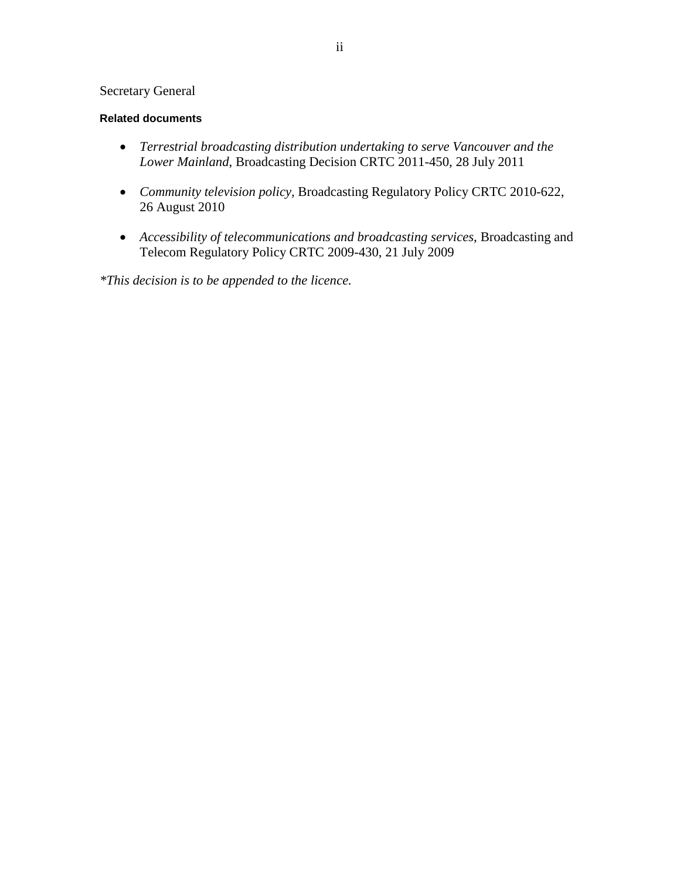Secretary General

**Related documents**

- *Terrestrial broadcasting distribution undertaking to serve Vancouver and the Lower Mainland*, Broadcasting Decision CRTC 2011-450, 28 July 2011
- *Community television policy*, Broadcasting Regulatory Policy CRTC 2010-622, 26 August 2010
- *Accessibility of telecommunications and broadcasting services*, Broadcasting and Telecom Regulatory Policy CRTC 2009-430, 21 July 2009

*\*This decision is to be appended to the licence.*